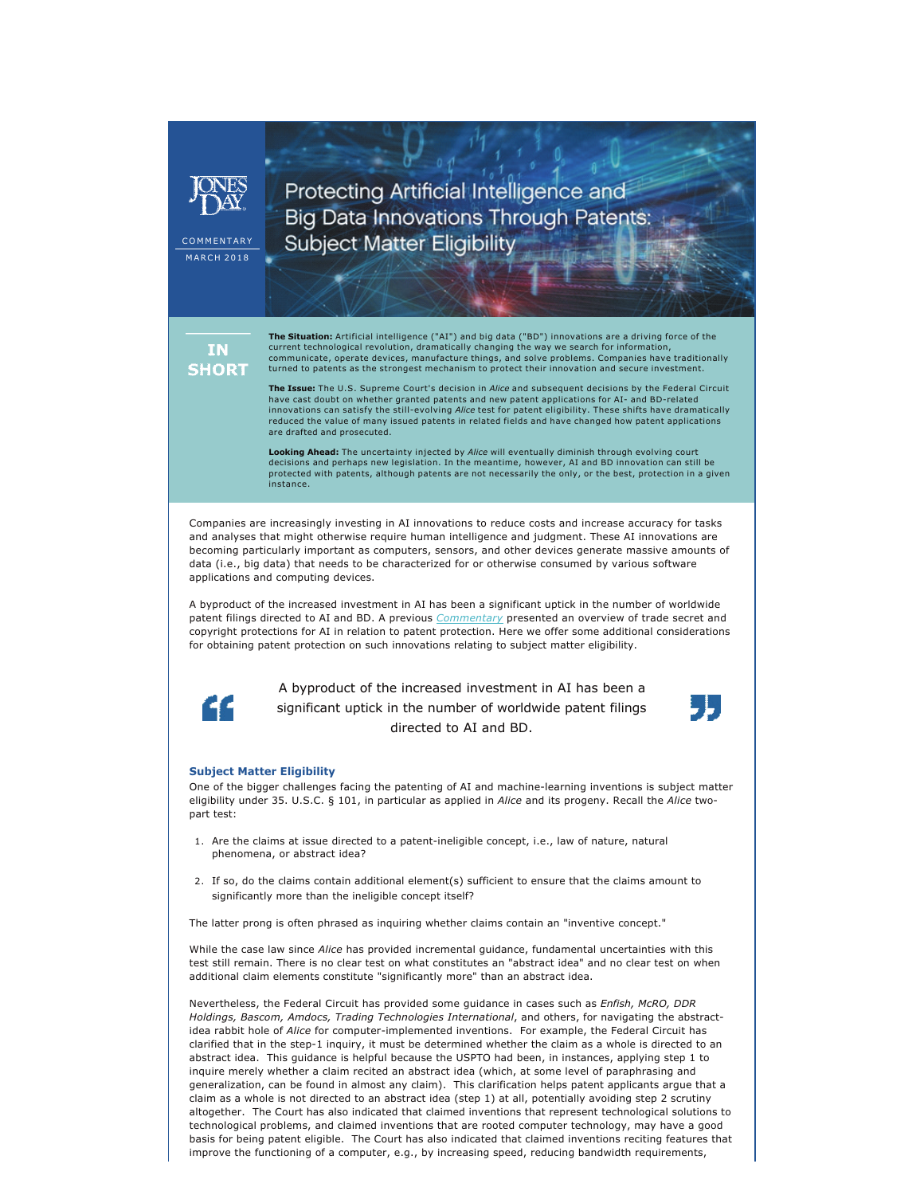JONES DAY

COMMENTARY

MARCH 2018

# Protecting Artificial Intelligence and Big Data Innovations Through Patents: Subject Matter Eligibility

## IN SHORT

**The Situation:** Artificial intelligence ("AI") and big data ("BD") innovations are a driving force of the current technological revolution, dramatically changing the way we search for information, communicate, operate devices, manufacture things, and solve problems. Companies have traditionally turned to patents as the strongest mechanism to protect their innovation and secure investment.

**The Issue:** The U.S. Supreme Court's decision in *Alice* and subsequent decisions by the Federal Circuit have cast doubt on whether granted patents and new patent applications for AI- and BD-related innovations can satisfy the still-evolving *Alice* test for patent eligibility. These shifts have dramatically reduced the value of many issued patents in related fields and have changed how patent applications are drafted and prosecuted.

**Looking Ahead:** The uncertainty injected by *Alice* will eventually diminish through evolving court decisions and perhaps new legislation. In the meantime, however, AI and BD innovation can still be protected with patents, although patents are not necessarily the only, or the best, protection in a given instance.

Companies are increasingly investing in AI innovations to reduce costs and increase accuracy for tasks and analyses that might otherwise require human intelligence and judgment. These AI innovations are becoming particularly important as computers, sensors, and other devices generate massive amounts of data (i.e., big data) that needs to be characterized for or otherwise consumed by various software applications and computing devices.

A byproduct of the increased investment in AI has been a significant uptick in the number of worldwide patent filings directed to AI and BD. A previous *Commentary* presented an overview of trade secret and copyright protections for AI in relation to patent protection. Here we offer some additional considerations for obtaining patent protection on such innovations relating to subject matter eligibility.

> A byproduct of the increased investment in AI has been a significant uptick in the number of worldwide patent filings directed to AI and BD.

### Subject Matter Eligibility

One of the bigger challenges facing the patenting of AI and machine-learning inventions is subject matter eligibility under 35. U.S.C. § 101, in particular as applied in *Alice* and its progeny. Recall the *Alice* two-part test:

1. Are the claims at issue directed to a patent-ineligible concept, i.e., law of nature, natural phenomena, or abstract idea?
2. If so, do the claims contain additional element(s) sufficient to ensure that the claims amount to significantly more than the ineligible concept itself?

The latter prong is often phrased as inquiring whether claims contain an "inventive concept."

While the case law since *Alice* has provided incremental guidance, fundamental uncertainties with this test still remain. There is no clear test on what constitutes an "abstract idea" and no clear test on when additional claim elements constitute "significantly more" than an abstract idea.

Nevertheless, the Federal Circuit has provided some guidance in cases such as *Enfish, McRO, DDR Holdings, Bascom, Amdocs, Trading Technologies International*, and others, for navigating the abstract-idea rabbit hole of *Alice* for computer-implemented inventions. For example, the Federal Circuit has clarified that in the step-1 inquiry, it must be determined whether the claim as a whole is directed to an abstract idea. This guidance is helpful because the USPTO had been, in instances, applying step 1 to inquire merely whether a claim recited an abstract idea (which, at some level of paraphrasing and generalization, can be found in almost any claim). This clarification helps patent applicants argue that a claim as a whole is not directed to an abstract idea (step 1) at all, potentially avoiding step 2 scrutiny altogether. The Court has also indicated that claimed inventions that represent technological solutions to technological problems, and claimed inventions that are rooted computer technology, may have a good basis for being patent eligible. The Court has also indicated that claimed inventions reciting features that improve the functioning of a computer, e.g., by increasing speed, reducing bandwidth requirements,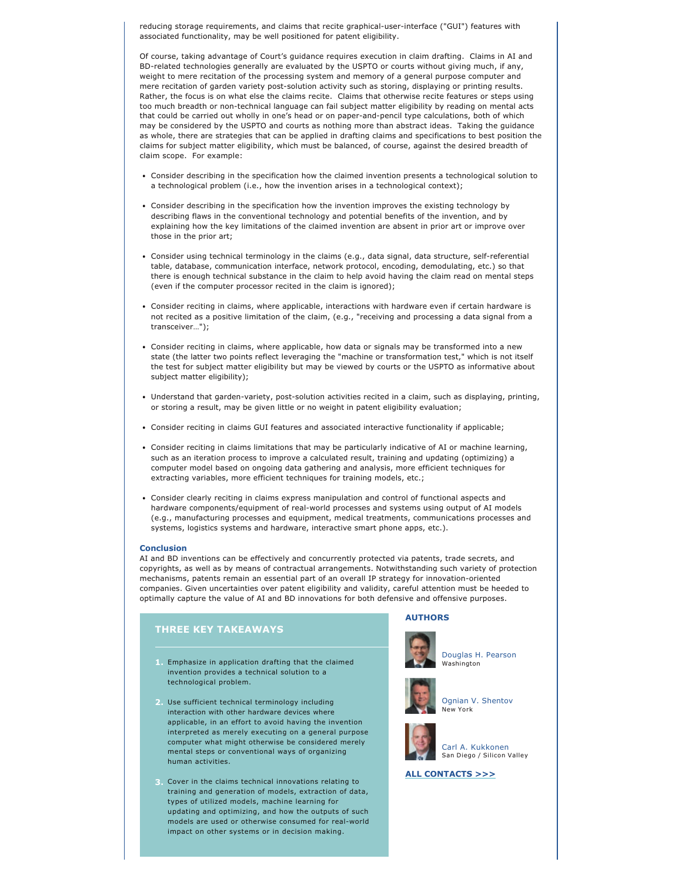reducing storage requirements, and claims that recite graphical-user-interface ("GUI") features with associated functionality, may be well positioned for patent eligibility.

Of course, taking advantage of Court's guidance requires execution in claim drafting. Claims in AI and BD-related technologies generally are evaluated by the USPTO or courts without giving much, if any, weight to mere recitation of the processing system and memory of a general purpose computer and mere recitation of garden variety post-solution activity such as storing, displaying or printing results. Rather, the focus is on what else the claims recite. Claims that otherwise recite features or steps using too much breadth or non-technical language can fail subject matter eligibility by reading on mental acts that could be carried out wholly in one's head or on paper-and-pencil type calculations, both of which may be considered by the USPTO and courts as nothing more than abstract ideas. Taking the guidance as whole, there are strategies that can be applied in drafting claims and specifications to best position the claims for subject matter eligibility, which must be balanced, of course, against the desired breadth of claim scope. For example:

- Consider describing in the specification how the claimed invention presents a technological solution to a technological problem (i.e., how the invention arises in a technological context);
- Consider describing in the specification how the invention improves the existing technology by describing flaws in the conventional technology and potential benefits of the invention, and by explaining how the key limitations of the claimed invention are absent in prior art or improve over those in the prior art;
- Consider using technical terminology in the claims (e.g., data signal, data structure, self-referential table, database, communication interface, network protocol, encoding, demodulating, etc.) so that there is enough technical substance in the claim to help avoid having the claim read on mental steps (even if the computer processor recited in the claim is ignored);
- Consider reciting in claims, where applicable, interactions with hardware even if certain hardware is not recited as a positive limitation of the claim, (e.g., "receiving and processing a data signal from a transceiver…");
- Consider reciting in claims, where applicable, how data or signals may be transformed into a new state (the latter two points reflect leveraging the "machine or transformation test," which is not itself the test for subject matter eligibility but may be viewed by courts or the USPTO as informative about subject matter eligibility);
- Understand that garden-variety, post-solution activities recited in a claim, such as displaying, printing, or storing a result, may be given little or no weight in patent eligibility evaluation;
- Consider reciting in claims GUI features and associated interactive functionality if applicable;
- Consider reciting in claims limitations that may be particularly indicative of AI or machine learning, such as an iteration process to improve a calculated result, training and updating (optimizing) a computer model based on ongoing data gathering and analysis, more efficient techniques for extracting variables, more efficient techniques for training models, etc.;
- Consider clearly reciting in claims express manipulation and control of functional aspects and hardware components/equipment of real-world processes and systems using output of AI models (e.g., manufacturing processes and equipment, medical treatments, communications processes and systems, logistics systems and hardware, interactive smart phone apps, etc.).

## Conclusion

AI and BD inventions can be effectively and concurrently protected via patents, trade secrets, and copyrights, as well as by means of contractual arrangements. Notwithstanding such variety of protection mechanisms, patents remain an essential part of an overall IP strategy for innovation-oriented companies. Given uncertainties over patent eligibility and validity, careful attention must be heeded to optimally capture the value of AI and BD innovations for both defensive and offensive purposes.

### THREE KEY TAKEAWAYS

1. Emphasize in application drafting that the claimed invention provides a technical solution to a technological problem.
2. Use sufficient technical terminology including interaction with other hardware devices where applicable, in an effort to avoid having the invention interpreted as merely executing on a general purpose computer what might otherwise be considered merely mental steps or conventional ways of organizing human activities.
3. Cover in the claims technical innovations relating to training and generation of models, extraction of data, types of utilized models, machine learning for updating and optimizing, and how the outputs of such models are used or otherwise consumed for real-world impact on other systems or in decision making.

### AUTHORS

Douglas H. Pearson
Washington

Ognian V. Shentov
New York

Carl A. Kukkonen
San Diego / Silicon Valley

**ALL CONTACTS >>>**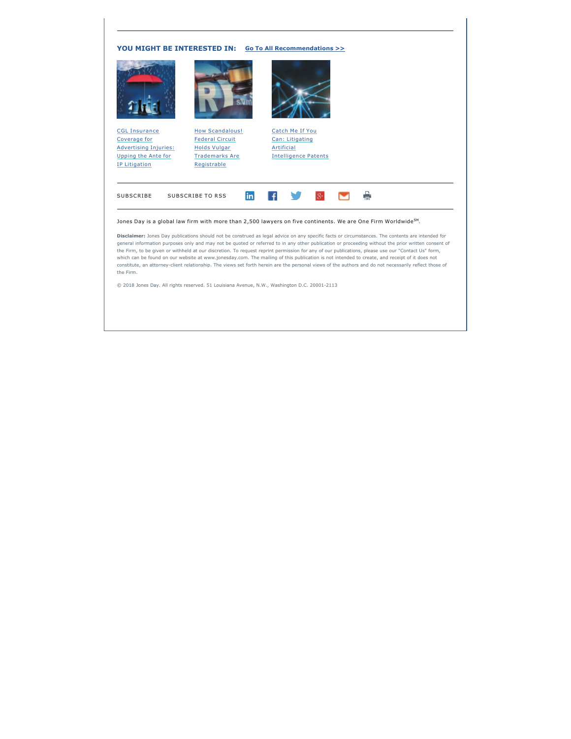## YOU MIGHT BE INTERESTED IN: Go To All Recommendations >>

CGL Insurance Coverage for Advertising Injuries: Upping the Ante for IP Litigation

How Scandalous! Federal Circuit Holds Vulgar Trademarks Are Registrable

Catch Me If You Can: Litigating Artificial Intelligence Patents

SUBSCRIBE SUBSCRIBE TO RSS

Jones Day is a global law firm with more than 2,500 lawyers on five continents. We are One Firm Worldwide[SM].

**Disclaimer:** Jones Day publications should not be construed as legal advice on any specific facts or circumstances. The contents are intended for general information purposes only and may not be quoted or referred to in any other publication or proceeding without the prior written consent of the Firm, to be given or withheld at our discretion. To request reprint permission for any of our publications, please use our "Contact Us" form, which can be found on our website at www.jonesday.com. The mailing of this publication is not intended to create, and receipt of it does not constitute, an attorney-client relationship. The views set forth herein are the personal views of the authors and do not necessarily reflect those of the Firm.

© 2018 Jones Day. All rights reserved. 51 Louisiana Avenue, N.W., Washington D.C. 20001-2113